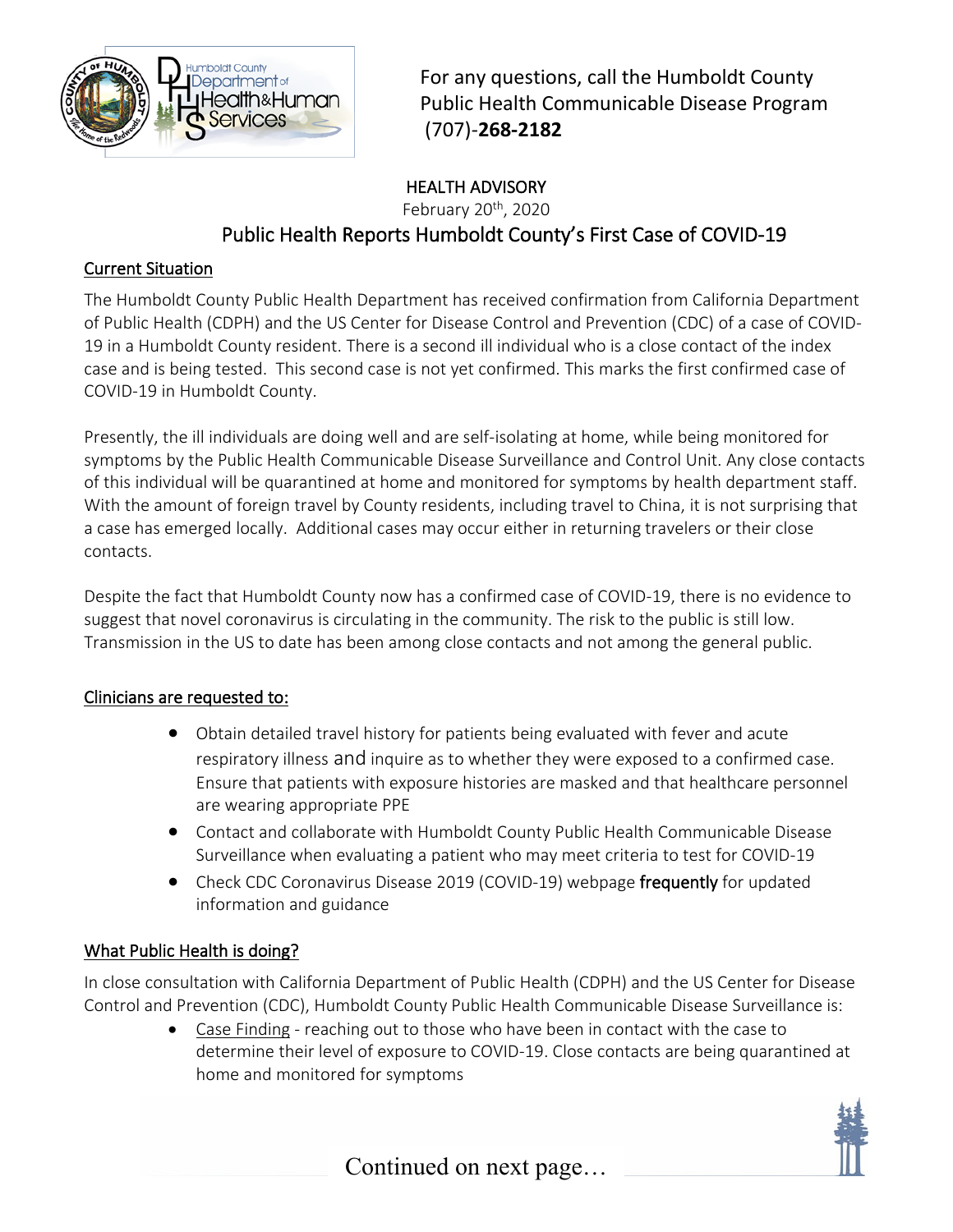For any questions, call the Humboldt County Public Health Communicable Disease Program (707)-**268-2182**

# HEALTH ADVISORY

February 20th, 2020

## Public Health Reports Humboldt County's First Case of COVID-19

### Current Situation

The Humboldt County Public Health Department has received confirmation from California Department of Public Health (CDPH) and the US Center for Disease Control and Prevention (CDC) of a case of COVID-19 in a Humboldt County resident. There is a second ill individual who is a close contact of the index case and is being tested. This second case is not yet confirmed. This marks the first confirmed case of COVID-19 in Humboldt County.

Presently, the ill individuals are doing well and are self-isolating at home, while being monitored for symptoms by the Public Health Communicable Disease Surveillance and Control Unit. Any close contacts of this individual will be quarantined at home and monitored for symptoms by health department staff. With the amount of foreign travel by County residents, including travel to China, it is not surprising that a case has emerged locally. Additional cases may occur either in returning travelers or their close contacts.

Despite the fact that Humboldt County now has a confirmed case of COVID-19, there is no evidence to suggest that novel coronavirus is circulating in the community. The risk to the public is still low. Transmission in the US to date has been among close contacts and not among the general public.

### Clinicians are requested to:

- Obtain detailed travel history for patients being evaluated with fever and acute respiratory illness and inquire as to whether they were exposed to a confirmed case. Ensure that patients with exposure histories are masked and that healthcare personnel are wearing appropriate PPE
- Contact and collaborate with Humboldt County Public Health Communicable Disease Surveillance when evaluating a patient who may meet criteria to test for COVID-19
- Check CDC Coronavirus Disease 2019 (COVID-19) webpage **frequently** for updated information and guidance

### What Public Health is doing?

In close consultation with California Department of Public Health (CDPH) and the US Center for Disease Control and Prevention (CDC), Humboldt County Public Health Communicable Disease Surveillance is:

- Case Finding - reaching out to those who have been in contact with the case to determine their level of exposure to COVID-19. Close contacts are being quarantined at home and monitored for symptoms

Continued on next page…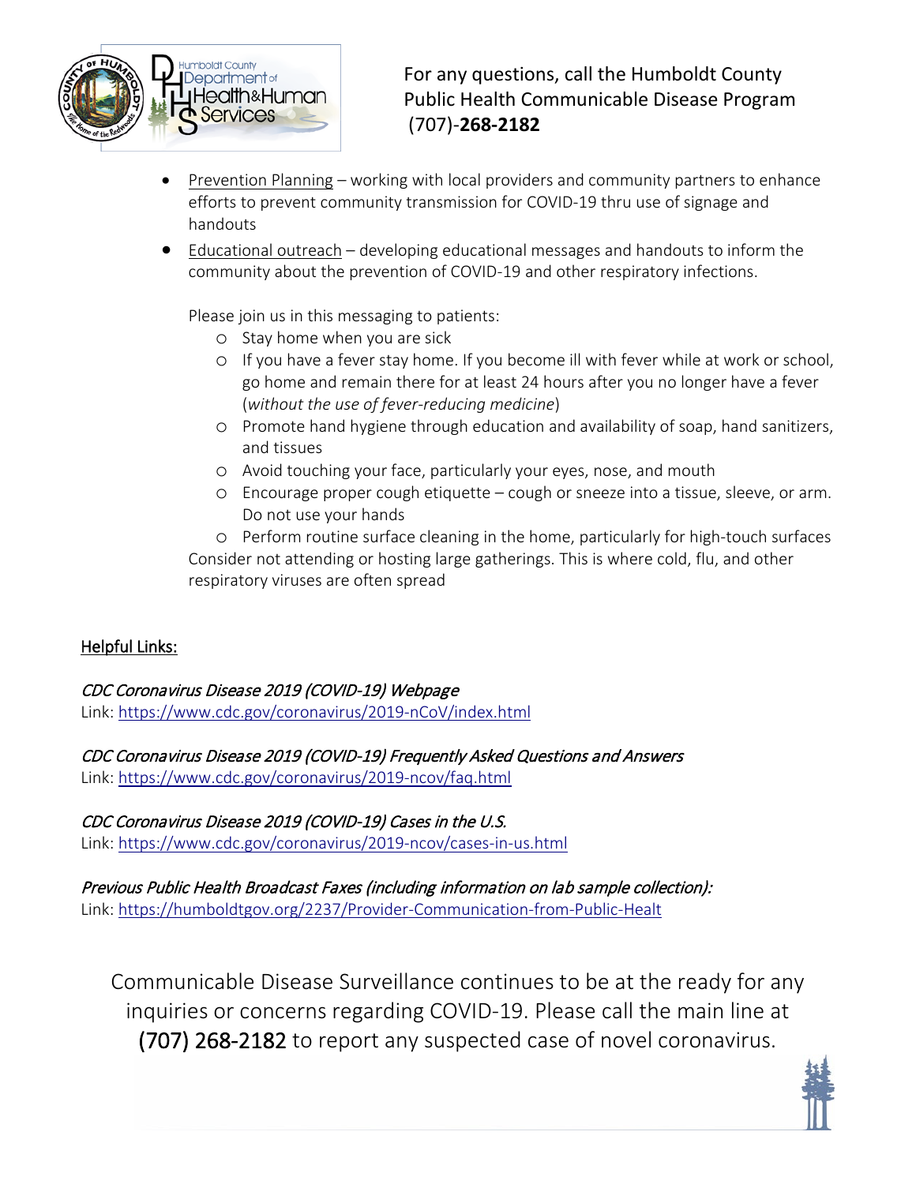For any questions, call the Humboldt County Public Health Communicable Disease Program (707)-**268-2182**

- Prevention Planning – working with local providers and community partners to enhance efforts to prevent community transmission for COVID-19 thru use of signage and handouts
- Educational outreach – developing educational messages and handouts to inform the community about the prevention of COVID-19 and other respiratory infections.

  Please join us in this messaging to patients:
  - Stay home when you are sick
  - If you have a fever stay home. If you become ill with fever while at work or school, go home and remain there for at least 24 hours after you no longer have a fever (*without the use of fever-reducing medicine*)
  - Promote hand hygiene through education and availability of soap, hand sanitizers, and tissues
  - Avoid touching your face, particularly your eyes, nose, and mouth
  - Encourage proper cough etiquette – cough or sneeze into a tissue, sleeve, or arm. Do not use your hands
  - Perform routine surface cleaning in the home, particularly for high-touch surfaces

  Consider not attending or hosting large gatherings. This is where cold, flu, and other respiratory viruses are often spread

## Helpful Links:

*CDC Coronavirus Disease 2019 (COVID-19) Webpage*
Link: https://www.cdc.gov/coronavirus/2019-nCoV/index.html

*CDC Coronavirus Disease 2019 (COVID-19) Frequently Asked Questions and Answers*
Link: https://www.cdc.gov/coronavirus/2019-ncov/faq.html

*CDC Coronavirus Disease 2019 (COVID-19) Cases in the U.S.*
Link: https://www.cdc.gov/coronavirus/2019-ncov/cases-in-us.html

*Previous Public Health Broadcast Faxes (including information on lab sample collection):*
Link: https://humboldtgov.org/2237/Provider-Communication-from-Public-Healt

Communicable Disease Surveillance continues to be at the ready for any inquiries or concerns regarding COVID-19. Please call the main line at (707) 268-2182 to report any suspected case of novel coronavirus.